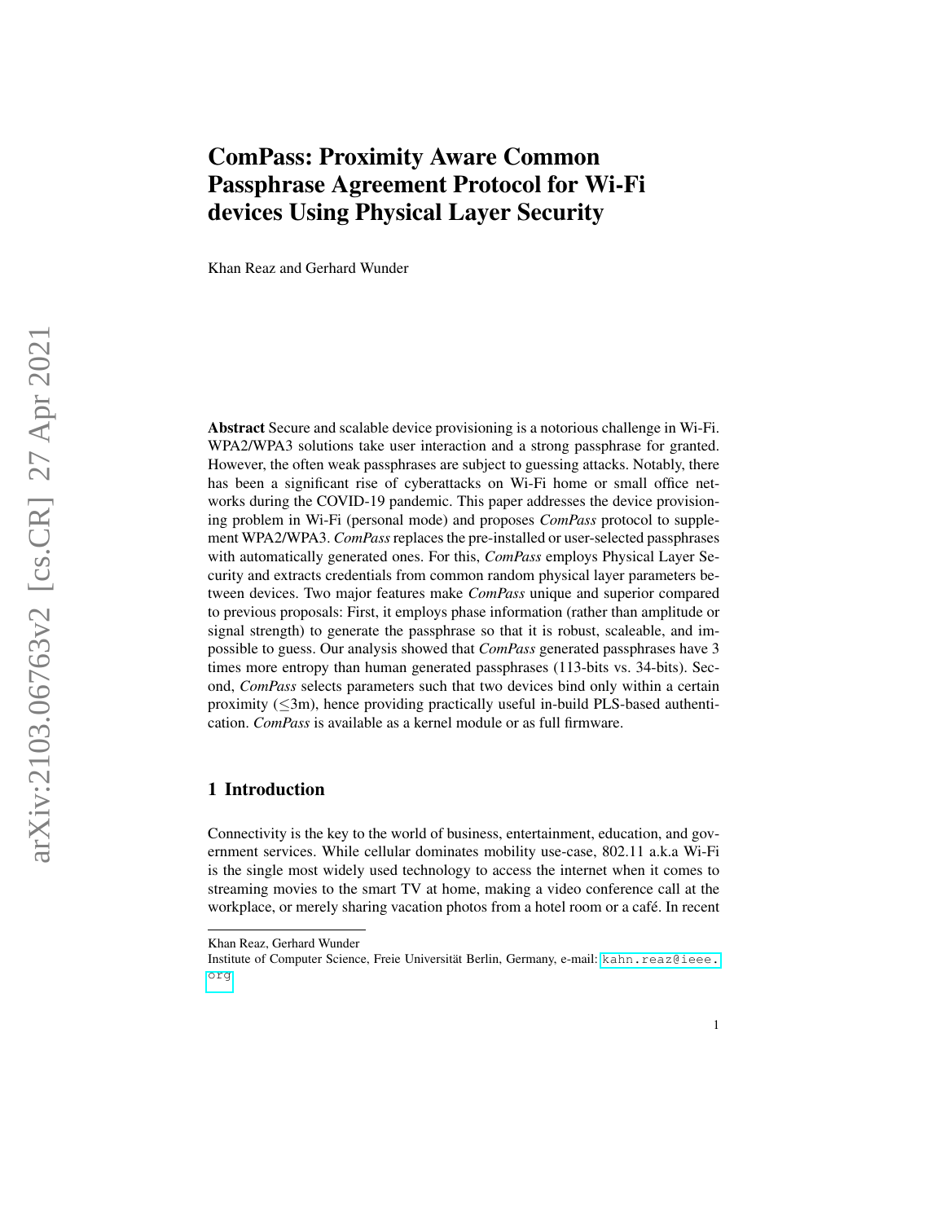# ComPass: Proximity Aware Common Passphrase Agreement Protocol for Wi-Fi devices Using Physical Layer Security

Khan Reaz and Gerhard Wunder

**Abstract** Secure and scalable device provisioning is a notorious challenge in Wi-Fi. WPA2/WPA3 solutions take user interaction and a strong passphrase for granted. However, the often weak passphrases are subject to guessing attacks. Notably, there has been a significant rise of cyberattacks on Wi-Fi home or small office networks during the COVID-19 pandemic. This paper addresses the device provisioning problem in Wi-Fi (personal mode) and proposes *ComPass* protocol to supplement WPA2/WPA3. *ComPass* replaces the pre-installed or user-selected passphrases with automatically generated ones. For this, *ComPass* employs Physical Layer Security and extracts credentials from common random physical layer parameters between devices. Two major features make *ComPass* unique and superior compared to previous proposals: First, it employs phase information (rather than amplitude or signal strength) to generate the passphrase so that it is robust, scaleable, and impossible to guess. Our analysis showed that *ComPass* generated passphrases have 3 times more entropy than human generated passphrases (113-bits vs. 34-bits). Second, *ComPass* selects parameters such that two devices bind only within a certain proximity ($\leq$3m), hence providing practically useful in-build PLS-based authentication. *ComPass* is available as a kernel module or as full firmware.

## 1 Introduction

Connectivity is the key to the world of business, entertainment, education, and government services. While cellular dominates mobility use-case, 802.11 a.k.a Wi-Fi is the single most widely used technology to access the internet when it comes to streaming movies to the smart TV at home, making a video conference call at the workplace, or merely sharing vacation photos from a hotel room or a café. In recent

---

Khan Reaz, Gerhard Wunder
Institute of Computer Science, Freie Universität Berlin, Germany, e-mail: kahn.reaz@ieee.org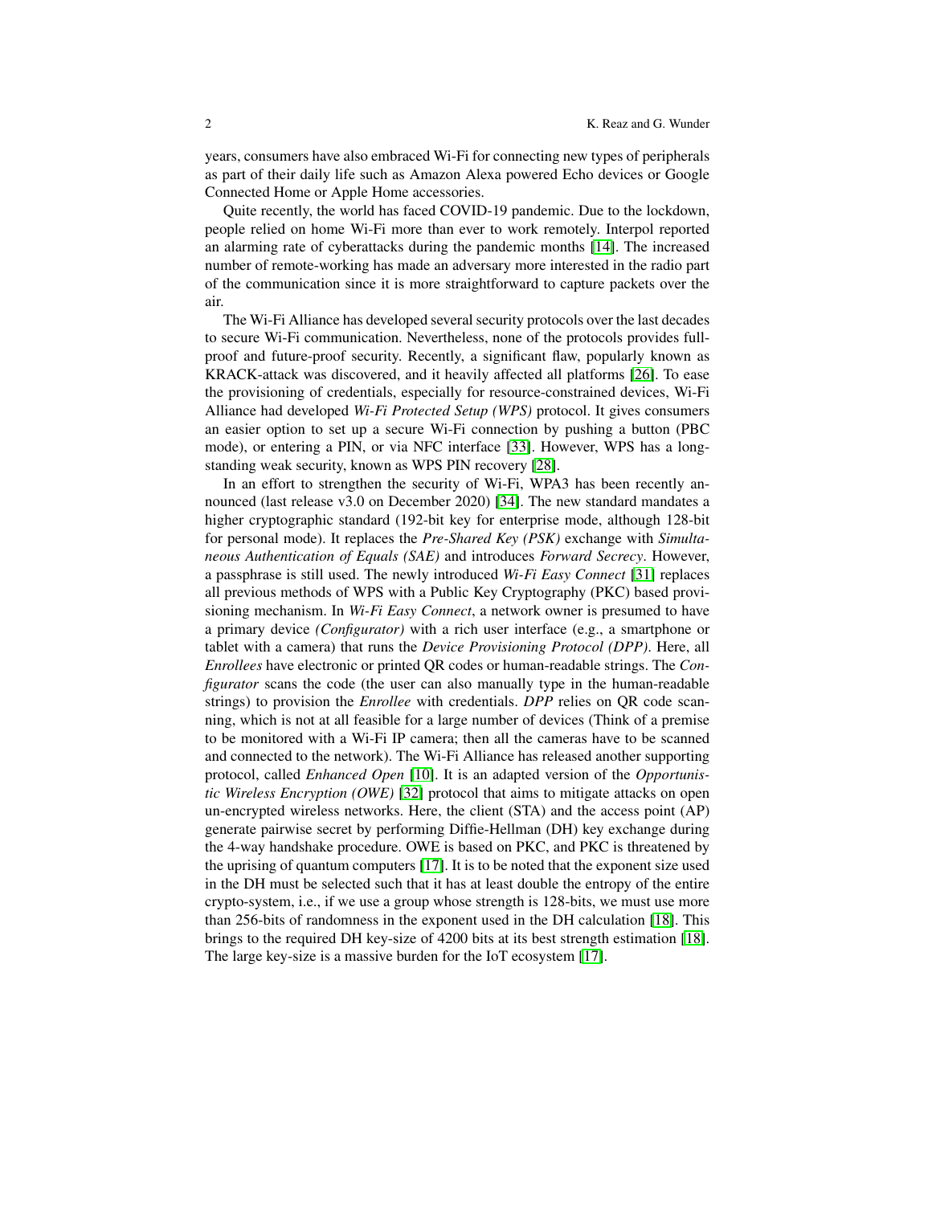years, consumers have also embraced Wi-Fi for connecting new types of peripherals as part of their daily life such as Amazon Alexa powered Echo devices or Google Connected Home or Apple Home accessories.

Quite recently, the world has faced COVID-19 pandemic. Due to the lockdown, people relied on home Wi-Fi more than ever to work remotely. Interpol reported an alarming rate of cyberattacks during the pandemic months [14]. The increased number of remote-working has made an adversary more interested in the radio part of the communication since it is more straightforward to capture packets over the air.

The Wi-Fi Alliance has developed several security protocols over the last decades to secure Wi-Fi communication. Nevertheless, none of the protocols provides full-proof and future-proof security. Recently, a significant flaw, popularly known as KRACK-attack was discovered, and it heavily affected all platforms [26]. To ease the provisioning of credentials, especially for resource-constrained devices, Wi-Fi Alliance had developed *Wi-Fi Protected Setup (WPS)* protocol. It gives consumers an easier option to set up a secure Wi-Fi connection by pushing a button (PBC mode), or entering a PIN, or via NFC interface [33]. However, WPS has a long-standing weak security, known as WPS PIN recovery [28].

In an effort to strengthen the security of Wi-Fi, WPA3 has been recently announced (last release v3.0 on December 2020) [34]. The new standard mandates a higher cryptographic standard (192-bit key for enterprise mode, although 128-bit for personal mode). It replaces the *Pre-Shared Key (PSK)* exchange with *Simultaneous Authentication of Equals (SAE)* and introduces *Forward Secrecy*. However, a passphrase is still used. The newly introduced *Wi-Fi Easy Connect* [31] replaces all previous methods of WPS with a Public Key Cryptography (PKC) based provisioning mechanism. In *Wi-Fi Easy Connect*, a network owner is presumed to have a primary device *(Configurator)* with a rich user interface (e.g., a smartphone or tablet with a camera) that runs the *Device Provisioning Protocol (DPP)*. Here, all *Enrollees* have electronic or printed QR codes or human-readable strings. The *Configurator* scans the code (the user can also manually type in the human-readable strings) to provision the *Enrollee* with credentials. *DPP* relies on QR code scanning, which is not at all feasible for a large number of devices (Think of a premise to be monitored with a Wi-Fi IP camera; then all the cameras have to be scanned and connected to the network). The Wi-Fi Alliance has released another supporting protocol, called *Enhanced Open* [10]. It is an adapted version of the *Opportunistic Wireless Encryption (OWE)* [32] protocol that aims to mitigate attacks on open un-encrypted wireless networks. Here, the client (STA) and the access point (AP) generate pairwise secret by performing Diffie-Hellman (DH) key exchange during the 4-way handshake procedure. OWE is based on PKC, and PKC is threatened by the uprising of quantum computers [17]. It is to be noted that the exponent size used in the DH must be selected such that it has at least double the entropy of the entire crypto-system, i.e., if we use a group whose strength is 128-bits, we must use more than 256-bits of randomness in the exponent used in the DH calculation [18]. This brings to the required DH key-size of 4200 bits at its best strength estimation [18]. The large key-size is a massive burden for the IoT ecosystem [17].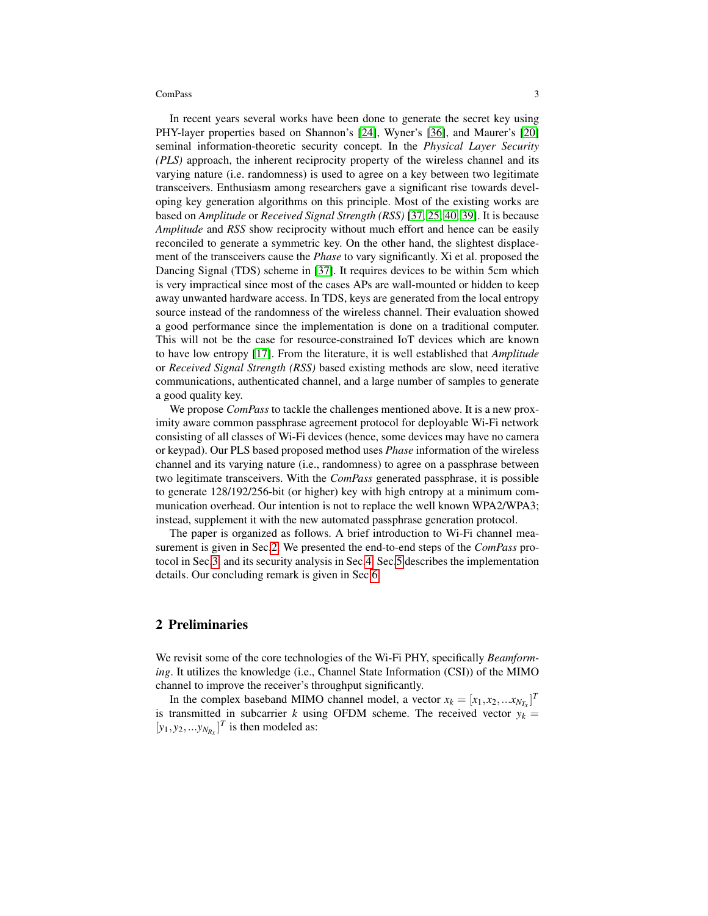In recent years several works have been done to generate the secret key using PHY-layer properties based on Shannon's [24], Wyner's [36], and Maurer's [20] seminal information-theoretic security concept. In the *Physical Layer Security (PLS)* approach, the inherent reciprocity property of the wireless channel and its varying nature (i.e. randomness) is used to agree on a key between two legitimate transceivers. Enthusiasm among researchers gave a significant rise towards developing key generation algorithms on this principle. Most of the existing works are based on *Amplitude* or *Received Signal Strength (RSS)* [37, 25, 40, 39]. It is because *Amplitude* and *RSS* show reciprocity without much effort and hence can be easily reconciled to generate a symmetric key. On the other hand, the slightest displacement of the transceivers cause the *Phase* to vary significantly. Xi et al. proposed the Dancing Signal (TDS) scheme in [37]. It requires devices to be within 5cm which is very impractical since most of the cases APs are wall-mounted or hidden to keep away unwanted hardware access. In TDS, keys are generated from the local entropy source instead of the randomness of the wireless channel. Their evaluation showed a good performance since the implementation is done on a traditional computer. This will not be the case for resource-constrained IoT devices which are known to have low entropy [17]. From the literature, it is well established that *Amplitude* or *Received Signal Strength (RSS)* based existing methods are slow, need iterative communications, authenticated channel, and a large number of samples to generate a good quality key.

We propose *ComPass* to tackle the challenges mentioned above. It is a new proximity aware common passphrase agreement protocol for deployable Wi-Fi network consisting of all classes of Wi-Fi devices (hence, some devices may have no camera or keypad). Our PLS based proposed method uses *Phase* information of the wireless channel and its varying nature (i.e., randomness) to agree on a passphrase between two legitimate transceivers. With the *ComPass* generated passphrase, it is possible to generate 128/192/256-bit (or higher) key with high entropy at a minimum communication overhead. Our intention is not to replace the well known WPA2/WPA3; instead, supplement it with the new automated passphrase generation protocol.

The paper is organized as follows. A brief introduction to Wi-Fi channel measurement is given in Sec 2. We presented the end-to-end steps of the *ComPass* protocol in Sec 3, and its security analysis in Sec 4. Sec 5 describes the implementation details. Our concluding remark is given in Sec 6.

## 2 Preliminaries

We revisit some of the core technologies of the Wi-Fi PHY, specifically *Beamforming*. It utilizes the knowledge (i.e., Channel State Information (CSI)) of the MIMO channel to improve the receiver's throughput significantly.

In the complex baseband MIMO channel model, a vector $x_k = [x_1, x_2, ... x_{N_{T_x}}]^T$ is transmitted in subcarrier $k$ using OFDM scheme. The received vector $y_k = [y_1, y_2, ... y_{N_{R_x}}]^T$ is then modeled as: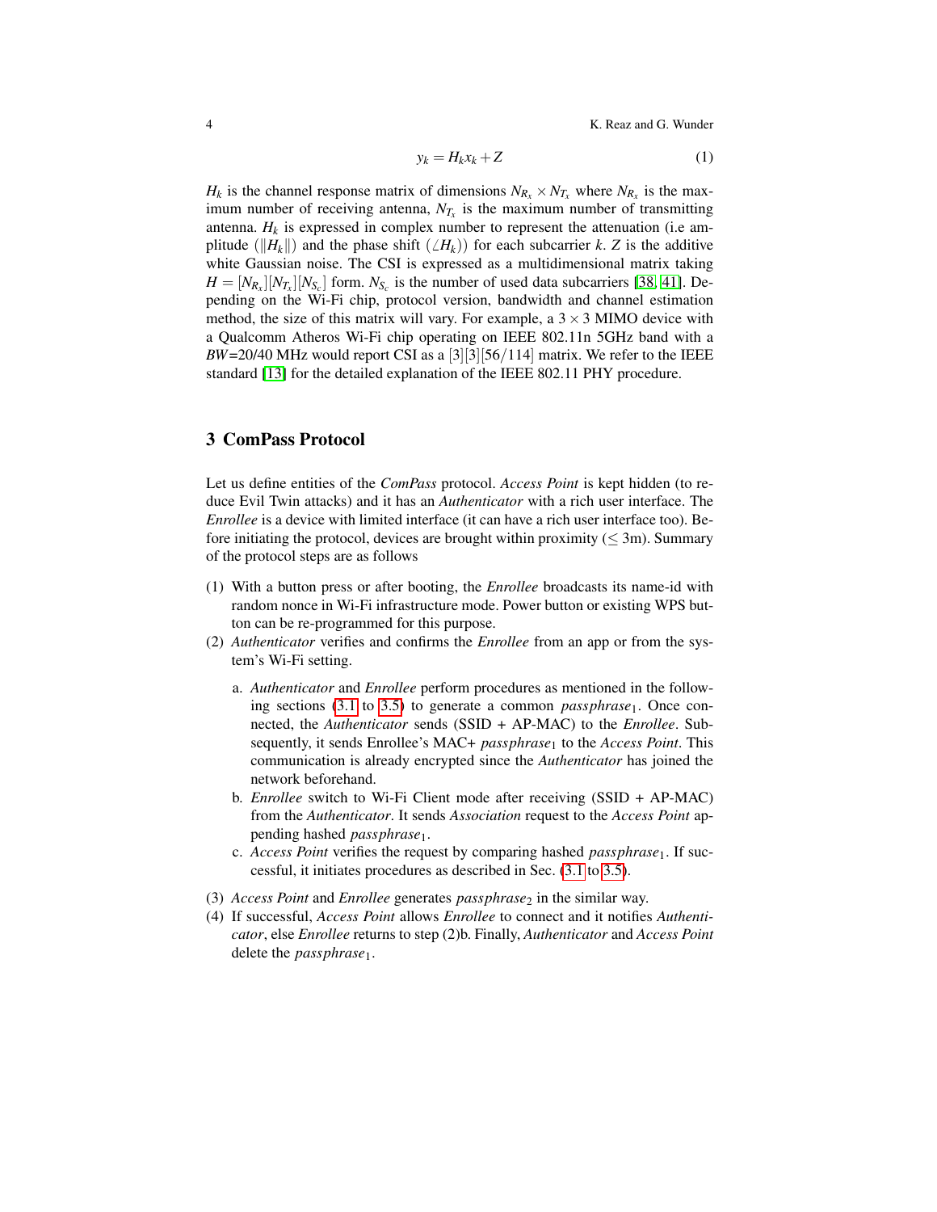$$y_k = H_k x_k + Z \tag{1}$$

$H_k$ is the channel response matrix of dimensions $N_{R_x} \times N_{T_x}$ where $N_{R_x}$ is the maximum number of receiving antenna, $N_{T_x}$ is the maximum number of transmitting antenna. $H_k$ is expressed in complex number to represent the attenuation (i.e amplitude ($\|H_k\|$) and the phase shift ($\angle H_k$)) for each subcarrier $k$. $Z$ is the additive white Gaussian noise. The CSI is expressed as a multidimensional matrix taking $H = [N_{R_x}][N_{T_x}][N_{S_c}]$ form. $N_{S_c}$ is the number of used data subcarriers [38, 41]. Depending on the Wi-Fi chip, protocol version, bandwidth and channel estimation method, the size of this matrix will vary. For example, a $3 \times 3$ MIMO device with a Qualcomm Atheros Wi-Fi chip operating on IEEE 802.11n 5GHz band with a $BW$=20/40 MHz would report CSI as a [3][3][56/114] matrix. We refer to the IEEE standard [13] for the detailed explanation of the IEEE 802.11 PHY procedure.

## 3 ComPass Protocol

Let us define entities of the *ComPass* protocol. *Access Point* is kept hidden (to reduce Evil Twin attacks) and it has an *Authenticator* with a rich user interface. The *Enrollee* is a device with limited interface (it can have a rich user interface too). Before initiating the protocol, devices are brought within proximity ($\leq$ 3m). Summary of the protocol steps are as follows

(1) With a button press or after booting, the *Enrollee* broadcasts its name-id with random nonce in Wi-Fi infrastructure mode. Power button or existing WPS button can be re-programmed for this purpose.

(2) *Authenticator* verifies and confirms the *Enrollee* from an app or from the system's Wi-Fi setting.

   a. *Authenticator* and *Enrollee* perform procedures as mentioned in the following sections (3.1 to 3.5) to generate a common *passphrase*$_1$. Once connected, the *Authenticator* sends (SSID + AP-MAC) to the *Enrollee*. Subsequently, it sends Enrollee's MAC+ *passphrase*$_1$ to the *Access Point*. This communication is already encrypted since the *Authenticator* has joined the network beforehand.

   b. *Enrollee* switch to Wi-Fi Client mode after receiving (SSID + AP-MAC) from the *Authenticator*. It sends *Association* request to the *Access Point* appending hashed *passphrase*$_1$.

   c. *Access Point* verifies the request by comparing hashed *passphrase*$_1$. If successful, it initiates procedures as described in Sec. (3.1 to 3.5).

(3) *Access Point* and *Enrollee* generates *passphrase*$_2$ in the similar way.

(4) If successful, *Access Point* allows *Enrollee* to connect and it notifies *Authenticator*, else *Enrollee* returns to step (2)b. Finally, *Authenticator* and *Access Point* delete the *passphrase*$_1$.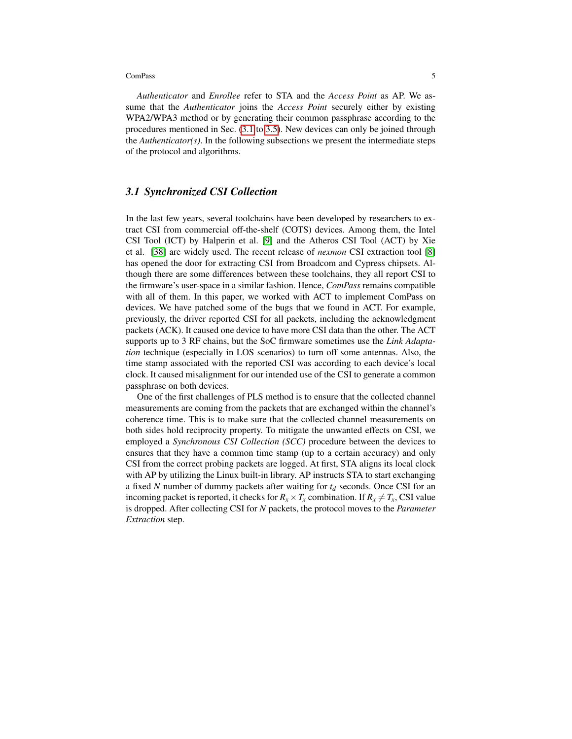*Authenticator* and *Enrollee* refer to STA and the *Access Point* as AP. We assume that the *Authenticator* joins the *Access Point* securely either by existing WPA2/WPA3 method or by generating their common passphrase according to the procedures mentioned in Sec. (3.1 to 3.5). New devices can only be joined through the *Authenticator(s)*. In the following subsections we present the intermediate steps of the protocol and algorithms.

### 3.1 Synchronized CSI Collection

In the last few years, several toolchains have been developed by researchers to extract CSI from commercial off-the-shelf (COTS) devices. Among them, the Intel CSI Tool (ICT) by Halperin et al. [9] and the Atheros CSI Tool (ACT) by Xie et al. [38] are widely used. The recent release of *nexmon* CSI extraction tool [8] has opened the door for extracting CSI from Broadcom and Cypress chipsets. Although there are some differences between these toolchains, they all report CSI to the firmware's user-space in a similar fashion. Hence, *ComPass* remains compatible with all of them. In this paper, we worked with ACT to implement ComPass on devices. We have patched some of the bugs that we found in ACT. For example, previously, the driver reported CSI for all packets, including the acknowledgment packets (ACK). It caused one device to have more CSI data than the other. The ACT supports up to 3 RF chains, but the SoC firmware sometimes use the *Link Adaptation* technique (especially in LOS scenarios) to turn off some antennas. Also, the time stamp associated with the reported CSI was according to each device's local clock. It caused misalignment for our intended use of the CSI to generate a common passphrase on both devices.

One of the first challenges of PLS method is to ensure that the collected channel measurements are coming from the packets that are exchanged within the channel's coherence time. This is to make sure that the collected channel measurements on both sides hold reciprocity property. To mitigate the unwanted effects on CSI, we employed a *Synchronous CSI Collection (SCC)* procedure between the devices to ensures that they have a common time stamp (up to a certain accuracy) and only CSI from the correct probing packets are logged. At first, STA aligns its local clock with AP by utilizing the Linux built-in library. AP instructs STA to start exchanging a fixed $N$ number of dummy packets after waiting for $t_d$ seconds. Once CSI for an incoming packet is reported, it checks for $R_x \times T_x$ combination. If $R_x \neq T_x$, CSI value is dropped. After collecting CSI for $N$ packets, the protocol moves to the *Parameter Extraction* step.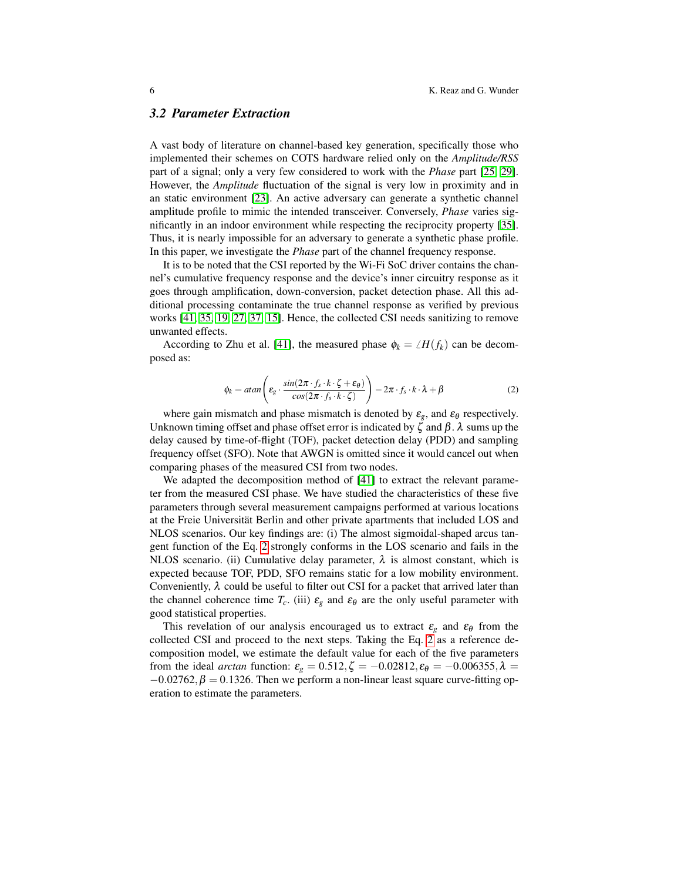### 3.2 Parameter Extraction

A vast body of literature on channel-based key generation, specifically those who implemented their schemes on COTS hardware relied only on the *Amplitude/RSS* part of a signal; only a very few considered to work with the *Phase* part [25, 29]. However, the *Amplitude* fluctuation of the signal is very low in proximity and in an static environment [23]. An active adversary can generate a synthetic channel amplitude profile to mimic the intended transceiver. Conversely, *Phase* varies significantly in an indoor environment while respecting the reciprocity property [35]. Thus, it is nearly impossible for an adversary to generate a synthetic phase profile. In this paper, we investigate the *Phase* part of the channel frequency response.

It is to be noted that the CSI reported by the Wi-Fi SoC driver contains the channel's cumulative frequency response and the device's inner circuitry response as it goes through amplification, down-conversion, packet detection phase. All this additional processing contaminate the true channel response as verified by previous works [41, 35, 19, 27, 37, 15]. Hence, the collected CSI needs sanitizing to remove unwanted effects.

According to Zhu et al. [41], the measured phase $\phi_k = \angle H(f_k)$ can be decomposed as:

$$\phi_k = atan\left(\varepsilon_g \cdot \frac{sin(2\pi \cdot f_s \cdot k \cdot \zeta + \varepsilon_\theta)}{cos(2\pi \cdot f_s \cdot k \cdot \zeta)}\right) - 2\pi \cdot f_s \cdot k \cdot \lambda + \beta \tag{2}$$

where gain mismatch and phase mismatch is denoted by $\varepsilon_g$, and $\varepsilon_\theta$ respectively. Unknown timing offset and phase offset error is indicated by $\zeta$ and $\beta$. $\lambda$ sums up the delay caused by time-of-flight (TOF), packet detection delay (PDD) and sampling frequency offset (SFO). Note that AWGN is omitted since it would cancel out when comparing phases of the measured CSI from two nodes.

We adapted the decomposition method of [41] to extract the relevant parameter from the measured CSI phase. We have studied the characteristics of these five parameters through several measurement campaigns performed at various locations at the Freie Universität Berlin and other private apartments that included LOS and NLOS scenarios. Our key findings are: (i) The almost sigmoidal-shaped arcus tangent function of the Eq. 2 strongly conforms in the LOS scenario and fails in the NLOS scenario. (ii) Cumulative delay parameter, $\lambda$ is almost constant, which is expected because TOF, PDD, SFO remains static for a low mobility environment. Conveniently, $\lambda$ could be useful to filter out CSI for a packet that arrived later than the channel coherence time $T_c$. (iii) $\varepsilon_g$ and $\varepsilon_\theta$ are the only useful parameter with good statistical properties.

This revelation of our analysis encouraged us to extract $\varepsilon_g$ and $\varepsilon_\theta$ from the collected CSI and proceed to the next steps. Taking the Eq. 2 as a reference decomposition model, we estimate the default value for each of the five parameters from the ideal *arctan* function: $\varepsilon_g = 0.512, \zeta = -0.02812, \varepsilon_\theta = -0.006355, \lambda = -0.02762, \beta = 0.1326$. Then we perform a non-linear least square curve-fitting operation to estimate the parameters.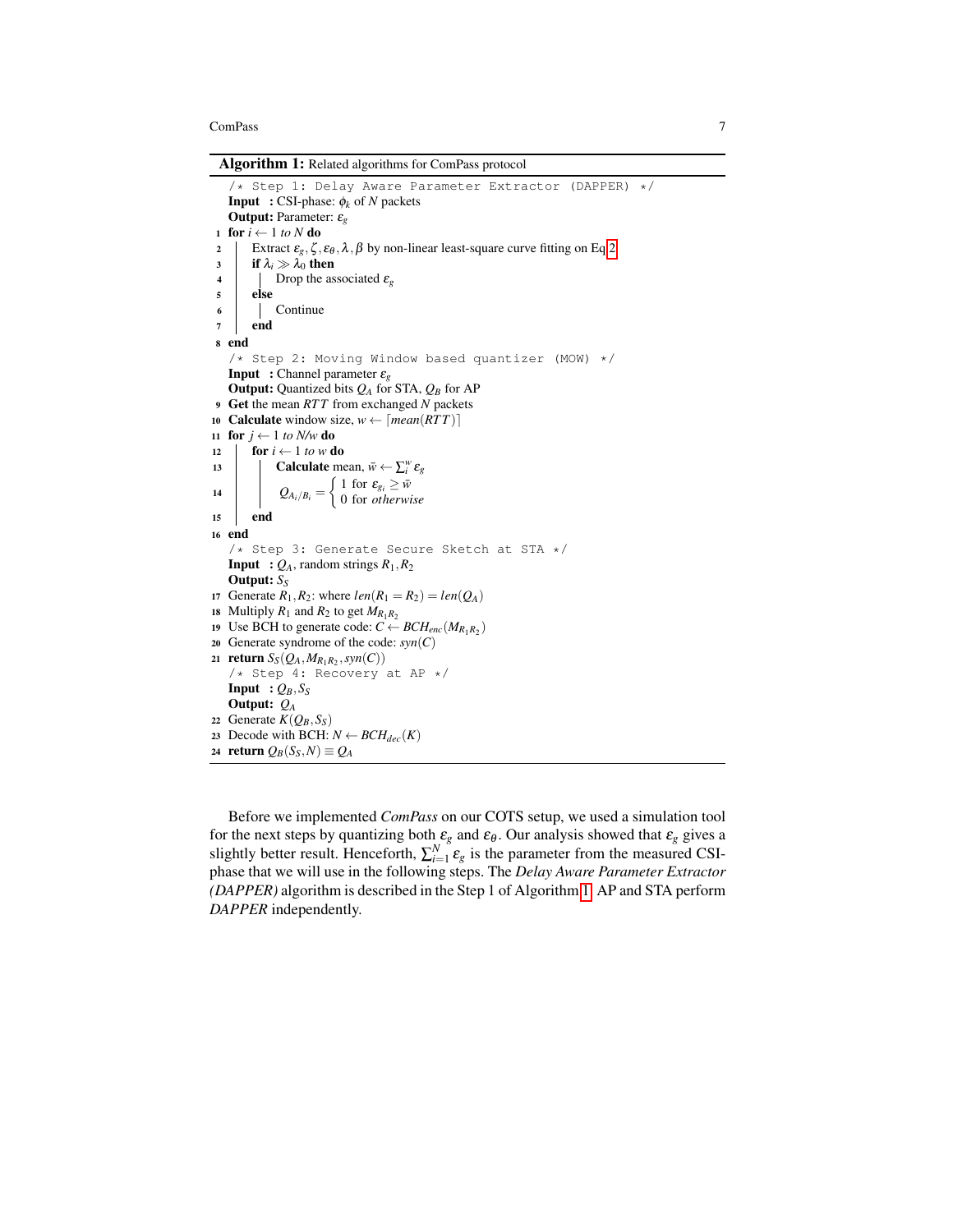**Algorithm 1:** Related algorithms for ComPass protocol

```
   /* Step 1: Delay Aware Parameter Extractor (DAPPER) */
   Input  : CSI-phase: φ_k of N packets
   Output: Parameter: ε_g
 1 for i ← 1 to N do
 2 |  Extract ε_g, ζ, ε_θ, λ, β by non-linear least-square curve fitting on Eq 2
 3 |  if λ_i ≫ λ_0 then
 4 |  |  Drop the associated ε_g
 5 |  else
 6 |  |  Continue
 7 |  end
 8 end
   /* Step 2: Moving Window based quantizer (MOW) */
   Input  : Channel parameter ε_g
   Output: Quantized bits Q_A for STA, Q_B for AP
 9 Get the mean RTT from exchanged N packets
10 Calculate window size, w ← ⌈mean(RTT)⌉
11 for j ← 1 to N/w do
12 |  for i ← 1 to w do
13 |  |  Calculate mean, w̄ ← Σ_i^w ε_g
14 |  |  Q_{A_i/B_i} = { 1 for ε_{g_i} ≥ w̄
   |  |                { 0 for otherwise
15 |  end
16 end
   /* Step 3: Generate Secure Sketch at STA */
   Input  : Q_A, random strings R_1, R_2
   Output: S_S
17 Generate R_1, R_2: where len(R_1 = R_2) = len(Q_A)
18 Multiply R_1 and R_2 to get M_{R_1R_2}
19 Use BCH to generate code: C ← BCH_enc(M_{R_1R_2})
20 Generate syndrome of the code: syn(C)
21 return S_S(Q_A, M_{R_1R_2}, syn(C))
   /* Step 4: Recovery at AP */
   Input  : Q_B, S_S
   Output: Q_A
22 Generate K(Q_B, S_S)
23 Decode with BCH: N ← BCH_dec(K)
24 return Q_B(S_S, N) ≡ Q_A
```

Before we implemented *ComPass* on our COTS setup, we used a simulation tool for the next steps by quantizing both $\varepsilon_g$ and $\varepsilon_\theta$. Our analysis showed that $\varepsilon_g$ gives a slightly better result. Henceforth, $\sum_{i=1}^{N} \varepsilon_g$ is the parameter from the measured CSI-phase that we will use in the following steps. The *Delay Aware Parameter Extractor (DAPPER)* algorithm is described in the Step 1 of Algorithm 1. AP and STA perform *DAPPER* independently.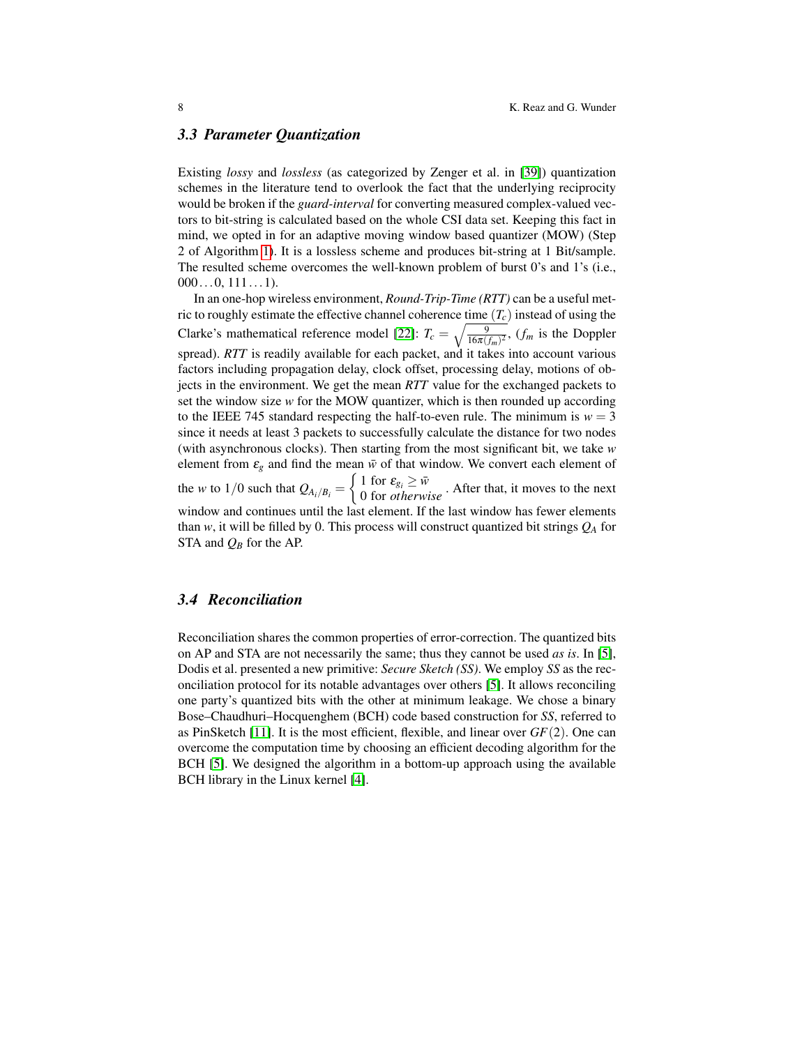### 3.3 Parameter Quantization

Existing *lossy* and *lossless* (as categorized by Zenger et al. in [39]) quantization schemes in the literature tend to overlook the fact that the underlying reciprocity would be broken if the *guard-interval* for converting measured complex-valued vectors to bit-string is calculated based on the whole CSI data set. Keeping this fact in mind, we opted in for an adaptive moving window based quantizer (MOW) (Step 2 of Algorithm 1). It is a lossless scheme and produces bit-string at 1 Bit/sample. The resulted scheme overcomes the well-known problem of burst 0's and 1's (i.e., $000\ldots0$, $111\ldots1$).

In an one-hop wireless environment, ***Round-Trip-Time (RTT)*** can be a useful metric to roughly estimate the effective channel coherence time ($T_c$) instead of using the Clarke's mathematical reference model [22]: $T_c = \sqrt{\frac{9}{16\pi(f_m)^2}}$, ($f_m$ is the Doppler spread). ***RTT*** is readily available for each packet, and it takes into account various factors including propagation delay, clock offset, processing delay, motions of objects in the environment. We get the mean ***RTT*** value for the exchanged packets to set the window size $w$ for the MOW quantizer, which is then rounded up according to the IEEE 745 standard respecting the half-to-even rule. The minimum is $w = 3$ since it needs at least 3 packets to successfully calculate the distance for two nodes (with asynchronous clocks). Then starting from the most significant bit, we take $w$ element from $\varepsilon_g$ and find the mean $\bar{w}$ of that window. We convert each element of the $w$ to $1/0$ such that $Q_{A_i/B_i} = \begin{cases} 1 \text{ for } \varepsilon_{g_i} \geq \bar{w} \\ 0 \text{ for } \textit{otherwise} \end{cases}$. After that, it moves to the next window and continues until the last element. If the last window has fewer elements than $w$, it will be filled by 0. This process will construct quantized bit strings $Q_A$ for STA and $Q_B$ for the AP.

### 3.4 Reconciliation

Reconciliation shares the common properties of error-correction. The quantized bits on AP and STA are not necessarily the same; thus they cannot be used *as is*. In [5], Dodis et al. presented a new primitive: *Secure Sketch (SS)*. We employ *SS* as the reconciliation protocol for its notable advantages over others [5]. It allows reconciling one party's quantized bits with the other at minimum leakage. We chose a binary Bose–Chaudhuri–Hocquenghem (BCH) code based construction for *SS*, referred to as PinSketch [11]. It is the most efficient, flexible, and linear over $GF(2)$. One can overcome the computation time by choosing an efficient decoding algorithm for the BCH [5]. We designed the algorithm in a bottom-up approach using the available BCH library in the Linux kernel [4].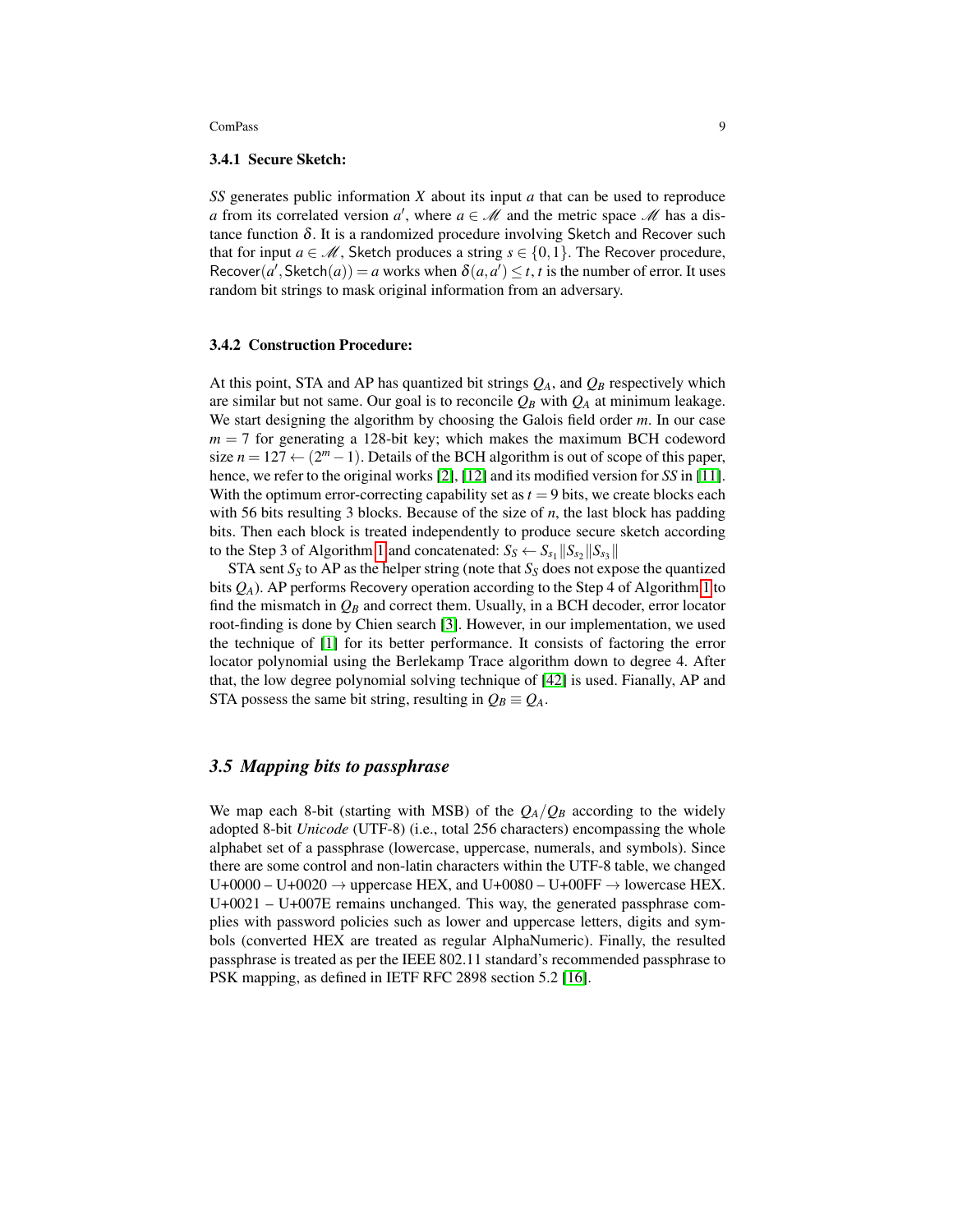#### 3.4.1 Secure Sketch:

*SS* generates public information $X$ about its input $a$ that can be used to reproduce $a$ from its correlated version $a'$, where $a \in \mathscr{M}$ and the metric space $\mathscr{M}$ has a distance function $\delta$. It is a randomized procedure involving Sketch and Recover such that for input $a \in \mathscr{M}$, Sketch produces a string $s \in \{0,1\}$. The Recover procedure, $\mathsf{Recover}(a', \mathsf{Sketch}(a)) = a$ works when $\delta(a,a') \leq t$, $t$ is the number of error. It uses random bit strings to mask original information from an adversary.

#### 3.4.2 Construction Procedure:

At this point, STA and AP has quantized bit strings $Q_A$, and $Q_B$ respectively which are similar but not same. Our goal is to reconcile $Q_B$ with $Q_A$ at minimum leakage. We start designing the algorithm by choosing the Galois field order $m$. In our case $m = 7$ for generating a 128-bit key; which makes the maximum BCH codeword size $n = 127 \leftarrow (2^m - 1)$. Details of the BCH algorithm is out of scope of this paper, hence, we refer to the original works [2], [12] and its modified version for *SS* in [11]. With the optimum error-correcting capability set as $t = 9$ bits, we create blocks each with 56 bits resulting 3 blocks. Because of the size of $n$, the last block has padding bits. Then each block is treated independently to produce secure sketch according to the Step 3 of Algorithm 1 and concatenated: $S_S \leftarrow S_{s_1} \| S_{s_2} \| S_{s_3} \|$

STA sent $S_S$ to AP as the helper string (note that $S_S$ does not expose the quantized bits $Q_A$). AP performs Recovery operation according to the Step 4 of Algorithm 1 to find the mismatch in $Q_B$ and correct them. Usually, in a BCH decoder, error locator root-finding is done by Chien search [3]. However, in our implementation, we used the technique of [1] for its better performance. It consists of factoring the error locator polynomial using the Berlekamp Trace algorithm down to degree 4. After that, the low degree polynomial solving technique of [42] is used. Fianally, AP and STA possess the same bit string, resulting in $Q_B \equiv Q_A$.

### 3.5 Mapping bits to passphrase

We map each 8-bit (starting with MSB) of the $Q_A/Q_B$ according to the widely adopted 8-bit *Unicode* (UTF-8) (i.e., total 256 characters) encompassing the whole alphabet set of a passphrase (lowercase, uppercase, numerals, and symbols). Since there are some control and non-latin characters within the UTF-8 table, we changed U+0000 – U+0020 → uppercase HEX, and U+0080 – U+00FF → lowercase HEX. U+0021 – U+007E remains unchanged. This way, the generated passphrase complies with password policies such as lower and uppercase letters, digits and symbols (converted HEX are treated as regular AlphaNumeric). Finally, the resulted passphrase is treated as per the IEEE 802.11 standard's recommended passphrase to PSK mapping, as defined in IETF RFC 2898 section 5.2 [16].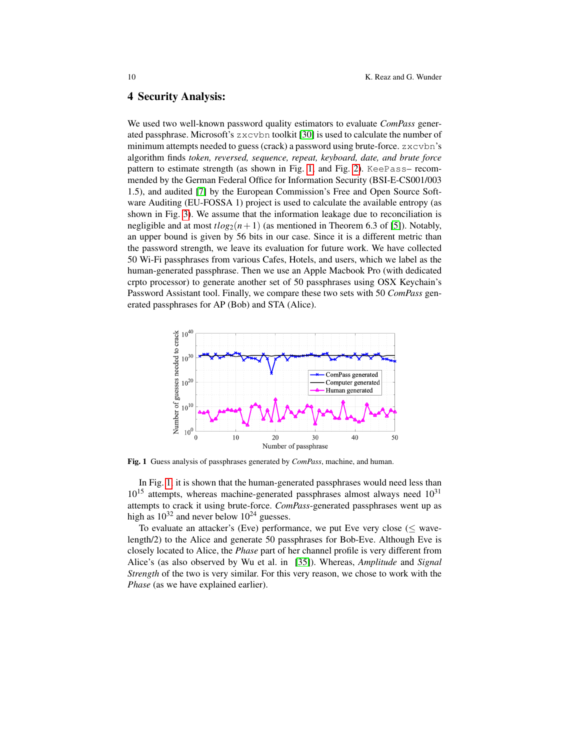## 4 Security Analysis:

We used two well-known password quality estimators to evaluate *ComPass* generated passphrase. Microsoft's `zxcvbn` toolkit [30] is used to calculate the number of minimum attempts needed to guess (crack) a password using brute-force. `zxcvbn`'s algorithm finds *token, reversed, sequence, repeat, keyboard, date, and brute force* pattern to estimate strength (as shown in Fig. 1 and Fig. 2). `KeePass`– recommended by the German Federal Office for Information Security (BSI-E-CS001/003 1.5), and audited [7] by the European Commission's Free and Open Source Software Auditing (EU-FOSSA 1) project is used to calculate the available entropy (as shown in Fig. 3). We assume that the information leakage due to reconciliation is negligible and at most $t\log_2(n+1)$ (as mentioned in Theorem 6.3 of [5]). Notably, an upper bound is given by 56 bits in our case. Since it is a different metric than the password strength, we leave its evaluation for future work. We have collected 50 Wi-Fi passphrases from various Cafes, Hotels, and users, which we label as the human-generated passphrase. Then we use an Apple Macbook Pro (with dedicated crpto processor) to generate another set of 50 passphrases using OSX Keychain's Password Assistant tool. Finally, we compare these two sets with 50 *ComPass* generated passphrases for AP (Bob) and STA (Alice).

**Fig. 1** Guess analysis of passphrases generated by *ComPass*, machine, and human.

In Fig. 1 it is shown that the human-generated passphrases would need less than $10^{15}$ attempts, whereas machine-generated passphrases almost always need $10^{31}$ attempts to crack it using brute-force. *ComPass*-generated passphrases went up as high as $10^{32}$ and never below $10^{24}$ guesses.

To evaluate an attacker's (Eve) performance, we put Eve very close ($\leq$ wavelength/2) to the Alice and generate 50 passphrases for Bob-Eve. Although Eve is closely located to Alice, the *Phase* part of her channel profile is very different from Alice's (as also observed by Wu et al. in [35]). Whereas, *Amplitude* and *Signal Strength* of the two is very similar. For this very reason, we chose to work with the *Phase* (as we have explained earlier).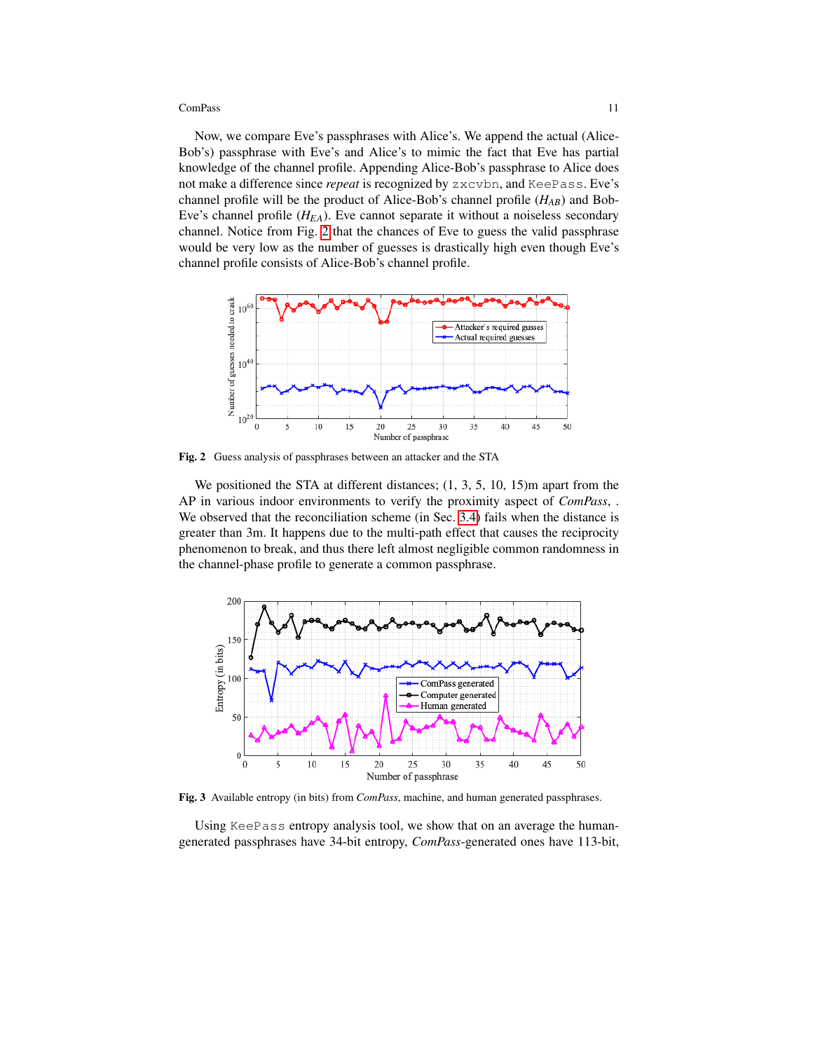Now, we compare Eve's passphrases with Alice's. We append the actual (Alice-Bob's) passphrase with Eve's and Alice's to mimic the fact that Eve has partial knowledge of the channel profile. Appending Alice-Bob's passphrase to Alice does not make a difference since *repeat* is recognized by zxcvbn, and KeePass. Eve's channel profile will be the product of Alice-Bob's channel profile ($H_{AB}$) and Bob-Eve's channel profile ($H_{EA}$). Eve cannot separate it without a noiseless secondary channel. Notice from Fig. 2 that the chances of Eve to guess the valid passphrase would be very low as the number of guesses is drastically high even though Eve's channel profile consists of Alice-Bob's channel profile.

**Fig. 2** Guess analysis of passphrases between an attacker and the STA

We positioned the STA at different distances; (1, 3, 5, 10, 15)m apart from the AP in various indoor environments to verify the proximity aspect of *ComPass*, . We observed that the reconciliation scheme (in Sec. 3.4) fails when the distance is greater than 3m. It happens due to the multi-path effect that causes the reciprocity phenomenon to break, and thus there left almost negligible common randomness in the channel-phase profile to generate a common passphrase.

**Fig. 3** Available entropy (in bits) from *ComPass*, machine, and human generated passphrases.

Using KeePass entropy analysis tool, we show that on an average the human-generated passphrases have 34-bit entropy, *ComPass*-generated ones have 113-bit,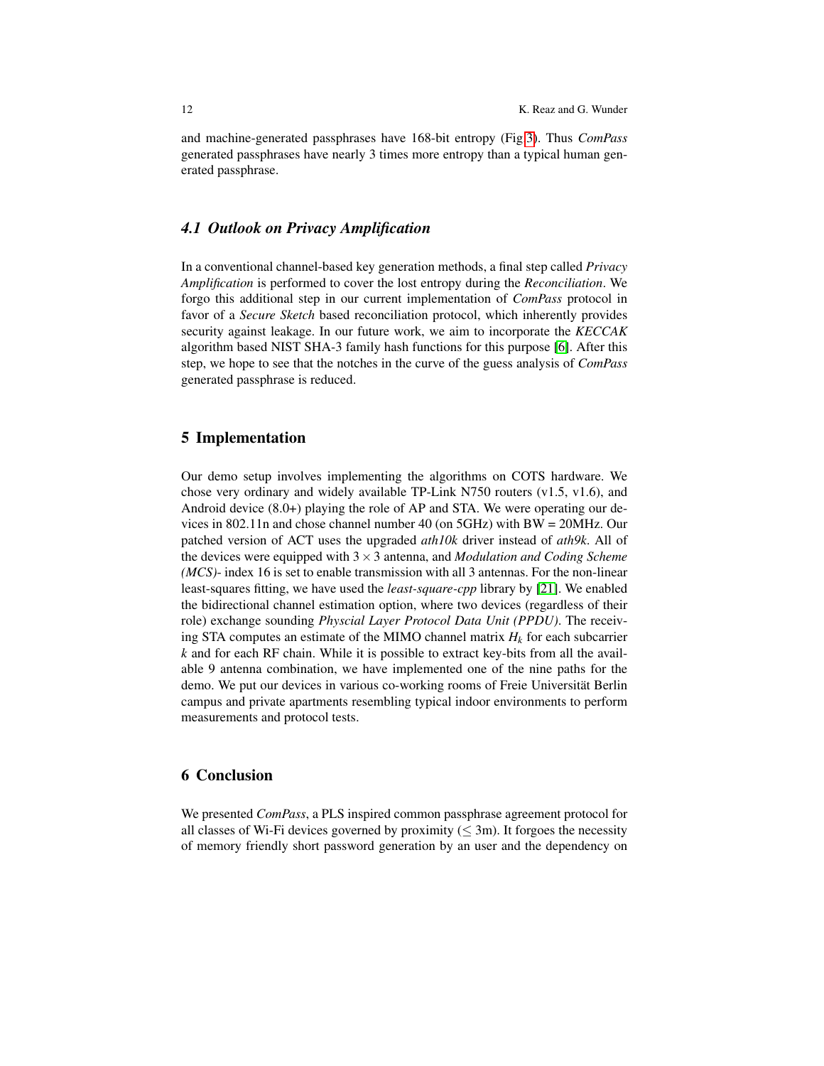and machine-generated passphrases have 168-bit entropy (Fig 3). Thus *ComPass* generated passphrases have nearly 3 times more entropy than a typical human generated passphrase.

### 4.1 Outlook on Privacy Amplification

In a conventional channel-based key generation methods, a final step called *Privacy Amplification* is performed to cover the lost entropy during the *Reconciliation*. We forgo this additional step in our current implementation of *ComPass* protocol in favor of a *Secure Sketch* based reconciliation protocol, which inherently provides security against leakage. In our future work, we aim to incorporate the *KECCAK* algorithm based NIST SHA-3 family hash functions for this purpose [6]. After this step, we hope to see that the notches in the curve of the guess analysis of *ComPass* generated passphrase is reduced.

## 5 Implementation

Our demo setup involves implementing the algorithms on COTS hardware. We chose very ordinary and widely available TP-Link N750 routers (v1.5, v1.6), and Android device (8.0+) playing the role of AP and STA. We were operating our devices in 802.11n and chose channel number 40 (on 5GHz) with BW = 20MHz. Our patched version of ACT uses the upgraded *ath10k* driver instead of *ath9k*. All of the devices were equipped with $3 \times 3$ antenna, and *Modulation and Coding Scheme (MCS)*- index 16 is set to enable transmission with all 3 antennas. For the non-linear least-squares fitting, we have used the *least-square-cpp* library by [21]. We enabled the bidirectional channel estimation option, where two devices (regardless of their role) exchange sounding *Physcial Layer Protocol Data Unit (PPDU)*. The receiving STA computes an estimate of the MIMO channel matrix $H_k$ for each subcarrier $k$ and for each RF chain. While it is possible to extract key-bits from all the available 9 antenna combination, we have implemented one of the nine paths for the demo. We put our devices in various co-working rooms of Freie Universität Berlin campus and private apartments resembling typical indoor environments to perform measurements and protocol tests.

## 6 Conclusion

We presented *ComPass*, a PLS inspired common passphrase agreement protocol for all classes of Wi-Fi devices governed by proximity ($\leq$ 3m). It forgoes the necessity of memory friendly short password generation by an user and the dependency on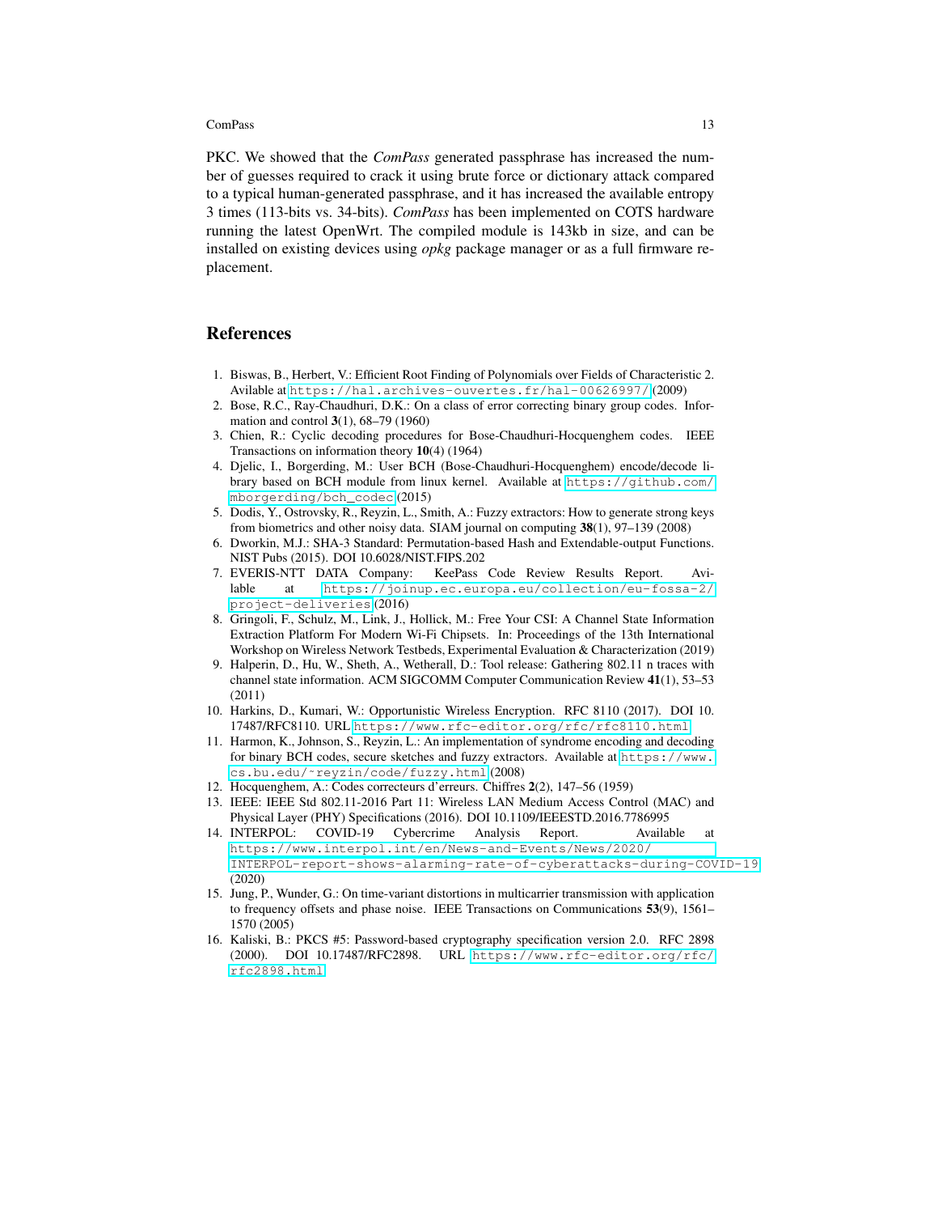PKC. We showed that the *ComPass* generated passphrase has increased the number of guesses required to crack it using brute force or dictionary attack compared to a typical human-generated passphrase, and it has increased the available entropy 3 times (113-bits vs. 34-bits). *ComPass* has been implemented on COTS hardware running the latest OpenWrt. The compiled module is 143kb in size, and can be installed on existing devices using *opkg* package manager or as a full firmware replacement.

## References

1. Biswas, B., Herbert, V.: Efficient Root Finding of Polynomials over Fields of Characteristic 2. Avilable at https://hal.archives-ouvertes.fr/hal-00626997/ (2009)
2. Bose, R.C., Ray-Chaudhuri, D.K.: On a class of error correcting binary group codes. Information and control **3**(1), 68–79 (1960)
3. Chien, R.: Cyclic decoding procedures for Bose-Chaudhuri-Hocquenghem codes. IEEE Transactions on information theory **10**(4) (1964)
4. Djelic, I., Borgerding, M.: User BCH (Bose-Chaudhuri-Hocquenghem) encode/decode library based on BCH module from linux kernel. Available at https://github.com/mborgerding/bch_codec (2015)
5. Dodis, Y., Ostrovsky, R., Reyzin, L., Smith, A.: Fuzzy extractors: How to generate strong keys from biometrics and other noisy data. SIAM journal on computing **38**(1), 97–139 (2008)
6. Dworkin, M.J.: SHA-3 Standard: Permutation-based Hash and Extendable-output Functions. NIST Pubs (2015). DOI 10.6028/NIST.FIPS.202
7. EVERIS-NTT DATA Company: KeePass Code Review Results Report. Available at https://joinup.ec.europa.eu/collection/eu-fossa-2/project-deliveries (2016)
8. Gringoli, F., Schulz, M., Link, J., Hollick, M.: Free Your CSI: A Channel State Information Extraction Platform For Modern Wi-Fi Chipsets. In: Proceedings of the 13th International Workshop on Wireless Network Testbeds, Experimental Evaluation & Characterization (2019)
9. Halperin, D., Hu, W., Sheth, A., Wetherall, D.: Tool release: Gathering 802.11 n traces with channel state information. ACM SIGCOMM Computer Communication Review **41**(1), 53–53 (2011)
10. Harkins, D., Kumari, W.: Opportunistic Wireless Encryption. RFC 8110 (2017). DOI 10.17487/RFC8110. URL https://www.rfc-editor.org/rfc/rfc8110.html
11. Harmon, K., Johnson, S., Reyzin, L.: An implementation of syndrome encoding and decoding for binary BCH codes, secure sketches and fuzzy extractors. Available at https://www.cs.bu.edu/~reyzin/code/fuzzy.html (2008)
12. Hocquenghem, A.: Codes correcteurs d'erreurs. Chiffres **2**(2), 147–56 (1959)
13. IEEE: IEEE Std 802.11-2016 Part 11: Wireless LAN Medium Access Control (MAC) and Physical Layer (PHY) Specifications (2016). DOI 10.1109/IEEESTD.2016.7786995
14. INTERPOL: COVID-19 Cybercrime Analysis Report. Available at https://www.interpol.int/en/News-and-Events/News/2020/INTERPOL-report-shows-alarming-rate-of-cyberattacks-during-COVID-19 (2020)
15. Jung, P., Wunder, G.: On time-variant distortions in multicarrier transmission with application to frequency offsets and phase noise. IEEE Transactions on Communications **53**(9), 1561–1570 (2005)
16. Kaliski, B.: PKCS #5: Password-based cryptography specification version 2.0. RFC 2898 (2000). DOI 10.17487/RFC2898. URL https://www.rfc-editor.org/rfc/rfc2898.html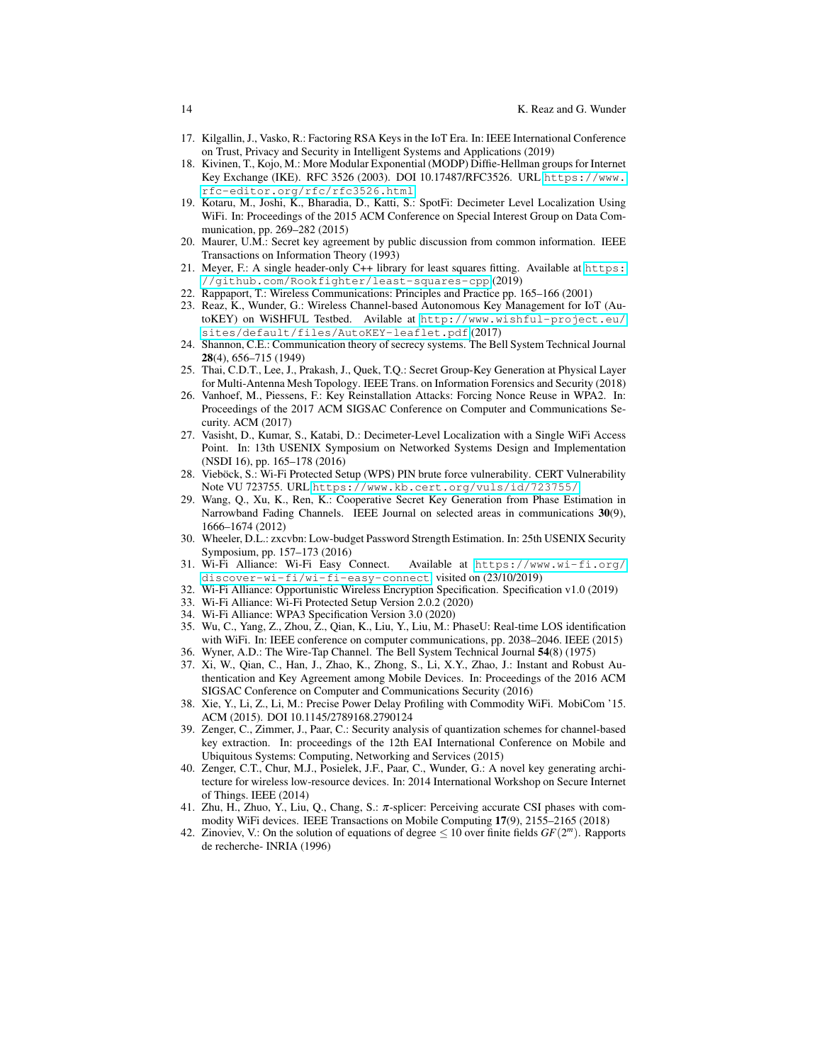17. Kilgallin, J., Vasko, R.: Factoring RSA Keys in the IoT Era. In: IEEE International Conference on Trust, Privacy and Security in Intelligent Systems and Applications (2019)
18. Kivinen, T., Kojo, M.: More Modular Exponential (MODP) Diffie-Hellman groups for Internet Key Exchange (IKE). RFC 3526 (2003). DOI 10.17487/RFC3526. URL https://www.rfc-editor.org/rfc/rfc3526.html
19. Kotaru, M., Joshi, K., Bharadia, D., Katti, S.: SpotFi: Decimeter Level Localization Using WiFi. In: Proceedings of the 2015 ACM Conference on Special Interest Group on Data Communication, pp. 269–282 (2015)
20. Maurer, U.M.: Secret key agreement by public discussion from common information. IEEE Transactions on Information Theory (1993)
21. Meyer, F.: A single header-only C++ library for least squares fitting. Available at https://github.com/Rookfighter/least-squares-cpp (2019)
22. Rappaport, T.: Wireless Communications: Principles and Practice pp. 165–166 (2001)
23. Reaz, K., Wunder, G.: Wireless Channel-based Autonomous Key Management for IoT (AutoKEY) on WiSHFUL Testbed. Avilable at http://www.wishful-project.eu/sites/default/files/AutoKEY-leaflet.pdf (2017)
24. Shannon, C.E.: Communication theory of secrecy systems. The Bell System Technical Journal **28**(4), 656–715 (1949)
25. Thai, C.D.T., Lee, J., Prakash, J., Quek, T.Q.: Secret Group-Key Generation at Physical Layer for Multi-Antenna Mesh Topology. IEEE Trans. on Information Forensics and Security (2018)
26. Vanhoef, M., Piessens, F.: Key Reinstallation Attacks: Forcing Nonce Reuse in WPA2. In: Proceedings of the 2017 ACM SIGSAC Conference on Computer and Communications Security. ACM (2017)
27. Vasisht, D., Kumar, S., Katabi, D.: Decimeter-Level Localization with a Single WiFi Access Point. In: 13th USENIX Symposium on Networked Systems Design and Implementation (NSDI 16), pp. 165–178 (2016)
28. Vieböck, S.: Wi-Fi Protected Setup (WPS) PIN brute force vulnerability. CERT Vulnerability Note VU 723755. URL https://www.kb.cert.org/vuls/id/723755/
29. Wang, Q., Xu, K., Ren, K.: Cooperative Secret Key Generation from Phase Estimation in Narrowband Fading Channels. IEEE Journal on selected areas in communications **30**(9), 1666–1674 (2012)
30. Wheeler, D.L.: zxcvbn: Low-budget Password Strength Estimation. In: 25th USENIX Security Symposium, pp. 157–173 (2016)
31. Wi-Fi Alliance: Wi-Fi Easy Connect. Available at https://www.wi-fi.org/discover-wi-fi/wi-fi-easy-connect visited on (23/10/2019)
32. Wi-Fi Alliance: Opportunistic Wireless Encryption Specification. Specification v1.0 (2019)
33. Wi-Fi Alliance: Wi-Fi Protected Setup Version 2.0.2 (2020)
34. Wi-Fi Alliance: WPA3 Specification Version 3.0 (2020)
35. Wu, C., Yang, Z., Zhou, Z., Qian, K., Liu, Y., Liu, M.: PhaseU: Real-time LOS identification with WiFi. In: IEEE conference on computer communications, pp. 2038–2046. IEEE (2015)
36. Wyner, A.D.: The Wire-Tap Channel. The Bell System Technical Journal **54**(8) (1975)
37. Xi, W., Qian, C., Han, J., Zhao, K., Zhong, S., Li, X.Y., Zhao, J.: Instant and Robust Authentication and Key Agreement among Mobile Devices. In: Proceedings of the 2016 ACM SIGSAC Conference on Computer and Communications Security (2016)
38. Xie, Y., Li, Z., Li, M.: Precise Power Delay Profiling with Commodity WiFi. MobiCom '15. ACM (2015). DOI 10.1145/2789168.2790124
39. Zenger, C., Zimmer, J., Paar, C.: Security analysis of quantization schemes for channel-based key extraction. In: proceedings of the 12th EAI International Conference on Mobile and Ubiquitous Systems: Computing, Networking and Services (2015)
40. Zenger, C.T., Chur, M.J., Posielek, J.F., Paar, C., Wunder, G.: A novel key generating architecture for wireless low-resource devices. In: 2014 International Workshop on Secure Internet of Things. IEEE (2014)
41. Zhu, H., Zhuo, Y., Liu, Q., Chang, S.: $\pi$-splicer: Perceiving accurate CSI phases with commodity WiFi devices. IEEE Transactions on Mobile Computing **17**(9), 2155–2165 (2018)
42. Zinoviev, V.: On the solution of equations of degree $\leq 10$ over finite fields $GF(2^m)$. Rapports de recherche- INRIA (1996)